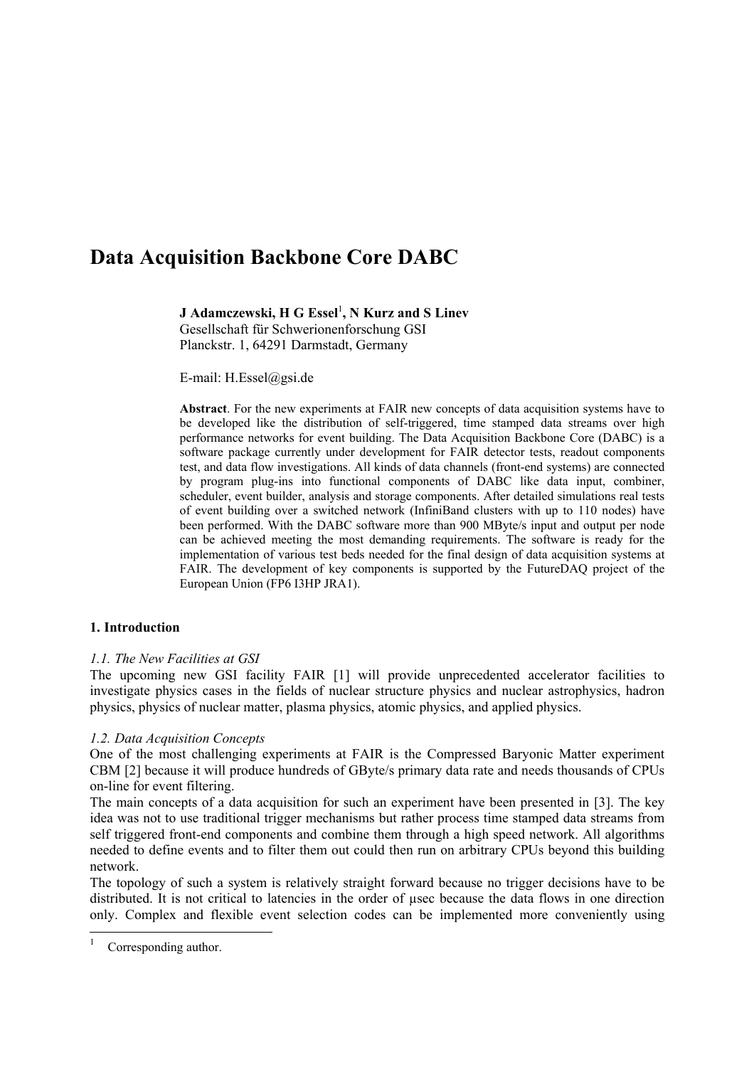# Data Acquisition Backbone Core DABC

**J Adamczewski, H G Essel[1], N Kurz and S Linev**
Gesellschaft für Schwerionenforschung GSI
Planckstr. 1, 64291 Darmstadt, Germany

E-mail: H.Essel@gsi.de

**Abstract**. For the new experiments at FAIR new concepts of data acquisition systems have to be developed like the distribution of self-triggered, time stamped data streams over high performance networks for event building. The Data Acquisition Backbone Core (DABC) is a software package currently under development for FAIR detector tests, readout components test, and data flow investigations. All kinds of data channels (front-end systems) are connected by program plug-ins into functional components of DABC like data input, combiner, scheduler, event builder, analysis and storage components. After detailed simulations real tests of event building over a switched network (InfiniBand clusters with up to 110 nodes) have been performed. With the DABC software more than 900 MByte/s input and output per node can be achieved meeting the most demanding requirements. The software is ready for the implementation of various test beds needed for the final design of data acquisition systems at FAIR. The development of key components is supported by the FutureDAQ project of the European Union (FP6 I3HP JRA1).

## 1. Introduction

### *1.1. The New Facilities at GSI*

The upcoming new GSI facility FAIR [1] will provide unprecedented accelerator facilities to investigate physics cases in the fields of nuclear structure physics and nuclear astrophysics, hadron physics, physics of nuclear matter, plasma physics, atomic physics, and applied physics.

### *1.2. Data Acquisition Concepts*

One of the most challenging experiments at FAIR is the Compressed Baryonic Matter experiment CBM [2] because it will produce hundreds of GByte/s primary data rate and needs thousands of CPUs on-line for event filtering.

The main concepts of a data acquisition for such an experiment have been presented in [3]. The key idea was not to use traditional trigger mechanisms but rather process time stamped data streams from self triggered front-end components and combine them through a high speed network. All algorithms needed to define events and to filter them out could then run on arbitrary CPUs beyond this building network.

The topology of such a system is relatively straight forward because no trigger decisions have to be distributed. It is not critical to latencies in the order of µsec because the data flows in one direction only. Complex and flexible event selection codes can be implemented more conveniently using

[1] Corresponding author.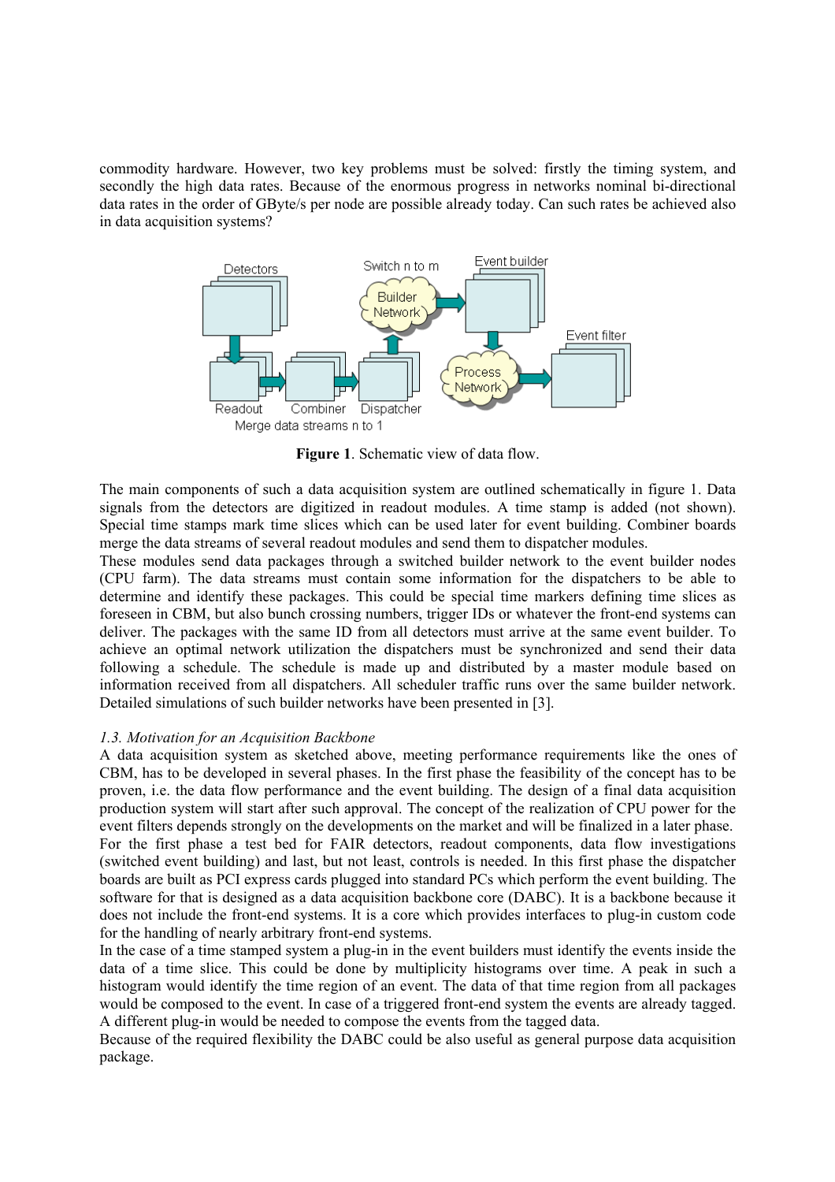commodity hardware. However, two key problems must be solved: firstly the timing system, and secondly the high data rates. Because of the enormous progress in networks nominal bi-directional data rates in the order of GByte/s per node are possible already today. Can such rates be achieved also in data acquisition systems?

Detectors

Switch n to m

Builder Network

Event builder

Event filter

Process Network

Readout

Combiner

Dispatcher

Merge data streams n to 1

**Figure 1**. Schematic view of data flow.

The main components of such a data acquisition system are outlined schematically in figure 1. Data signals from the detectors are digitized in readout modules. A time stamp is added (not shown). Special time stamps mark time slices which can be used later for event building. Combiner boards merge the data streams of several readout modules and send them to dispatcher modules.

These modules send data packages through a switched builder network to the event builder nodes (CPU farm). The data streams must contain some information for the dispatchers to be able to determine and identify these packages. This could be special time markers defining time slices as foreseen in CBM, but also bunch crossing numbers, trigger IDs or whatever the front-end systems can deliver. The packages with the same ID from all detectors must arrive at the same event builder. To achieve an optimal network utilization the dispatchers must be synchronized and send their data following a schedule. The schedule is made up and distributed by a master module based on information received from all dispatchers. All scheduler traffic runs over the same builder network. Detailed simulations of such builder networks have been presented in [3].

### *1.3. Motivation for an Acquisition Backbone*

A data acquisition system as sketched above, meeting performance requirements like the ones of CBM, has to be developed in several phases. In the first phase the feasibility of the concept has to be proven, i.e. the data flow performance and the event building. The design of a final data acquisition production system will start after such approval. The concept of the realization of CPU power for the event filters depends strongly on the developments on the market and will be finalized in a later phase.

For the first phase a test bed for FAIR detectors, readout components, data flow investigations (switched event building) and last, but not least, controls is needed. In this first phase the dispatcher boards are built as PCI express cards plugged into standard PCs which perform the event building. The software for that is designed as a data acquisition backbone core (DABC). It is a backbone because it does not include the front-end systems. It is a core which provides interfaces to plug-in custom code for the handling of nearly arbitrary front-end systems.

In the case of a time stamped system a plug-in in the event builders must identify the events inside the data of a time slice. This could be done by multiplicity histograms over time. A peak in such a histogram would identify the time region of an event. The data of that time region from all packages would be composed to the event. In case of a triggered front-end system the events are already tagged. A different plug-in would be needed to compose the events from the tagged data.

Because of the required flexibility the DABC could be also useful as general purpose data acquisition package.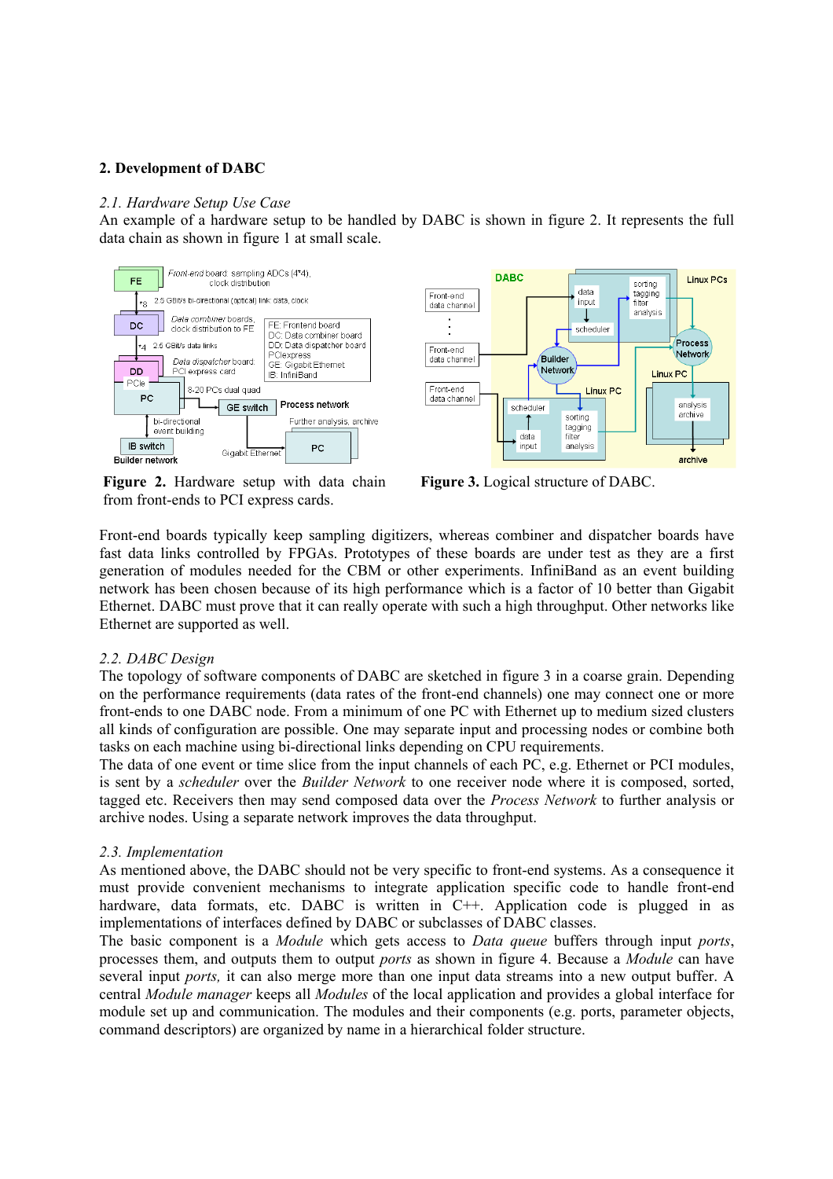## 2. Development of DABC

### *2.1. Hardware Setup Use Case*

An example of a hardware setup to be handled by DABC is shown in figure 2. It represents the full data chain as shown in figure 1 at small scale.

FE
Front-end board: sampling ADCs (4*4), clock distribution
*8 2.5 GBit/s bi-directional (optical) link: data, clock
DC
Data combiner boards, clock distribution to FE
*4 2.5 GBit/s data links
DD
Data dispatcher board: PCI express card
PCIe
PC
FE: Frontend board
DC: Data combiner board
DD: Data dispatcher board
PCIexpress
GE: Gigabit Ethernet
IB: InfiniBand
8-20 PCs dual quad
GE switch
Process network
bi-directional event building
IB switch
Builder network
Further analysis, archive
Gigabit Ethernet
PC

**Figure 2.** Hardware setup with data chain from front-ends to PCI express cards.

DABC
Front-end data channel
Front-end data channel
Front-end data channel
data input
scheduler
sorting tagging filter analysis
Linux PCs
Builder Network
Process Network
Linux PC
scheduler
data input
sorting tagging filter analysis
Linux PC
analysis archive
archive

**Figure 3.** Logical structure of DABC.

Front-end boards typically keep sampling digitizers, whereas combiner and dispatcher boards have fast data links controlled by FPGAs. Prototypes of these boards are under test as they are a first generation of modules needed for the CBM or other experiments. InfiniBand as an event building network has been chosen because of its high performance which is a factor of 10 better than Gigabit Ethernet. DABC must prove that it can really operate with such a high throughput. Other networks like Ethernet are supported as well.

### *2.2. DABC Design*

The topology of software components of DABC are sketched in figure 3 in a coarse grain. Depending on the performance requirements (data rates of the front-end channels) one may connect one or more front-ends to one DABC node. From a minimum of one PC with Ethernet up to medium sized clusters all kinds of configuration are possible. One may separate input and processing nodes or combine both tasks on each machine using bi-directional links depending on CPU requirements.

The data of one event or time slice from the input channels of each PC, e.g. Ethernet or PCI modules, is sent by a *scheduler* over the *Builder Network* to one receiver node where it is composed, sorted, tagged etc. Receivers then may send composed data over the *Process Network* to further analysis or archive nodes. Using a separate network improves the data throughput.

### *2.3. Implementation*

As mentioned above, the DABC should not be very specific to front-end systems. As a consequence it must provide convenient mechanisms to integrate application specific code to handle front-end hardware, data formats, etc. DABC is written in C++. Application code is plugged in as implementations of interfaces defined by DABC or subclasses of DABC classes.

The basic component is a *Module* which gets access to *Data queue* buffers through input *ports*, processes them, and outputs them to output *ports* as shown in figure 4. Because a *Module* can have several input *ports,* it can also merge more than one input data streams into a new output buffer. A central *Module manager* keeps all *Modules* of the local application and provides a global interface for module set up and communication. The modules and their components (e.g. ports, parameter objects, command descriptors) are organized by name in a hierarchical folder structure.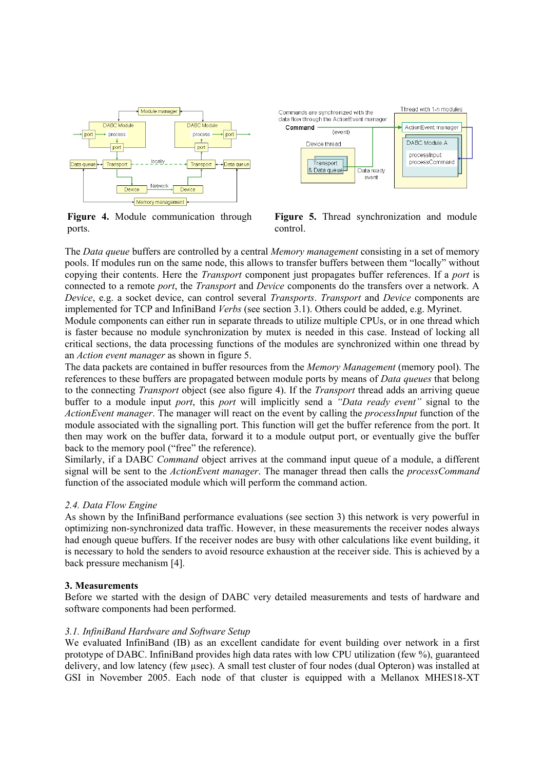Module manager

DABC Module

process

port

DABC Module

process

port

port

port

Data queue

Transport

locally

Transport

Data queue

Device

Network

Device

Memory management

**Figure 4.** Module communication through ports.

Commands are synchronized with the data flow through the ActionEvent manager

Command

(event)

Thread with 1-n modules

ActionEvent manager

DABC Module A

processInput

processCommand

Device thread

Transport & Data queue

Data ready event

**Figure 5.** Thread synchronization and module control.

The *Data queue* buffers are controlled by a central *Memory management* consisting in a set of memory pools. If modules run on the same node, this allows to transfer buffers between them "locally" without copying their contents. Here the *Transport* component just propagates buffer references. If a *port* is connected to a remote *port*, the *Transport* and *Device* components do the transfers over a network. A *Device*, e.g. a socket device, can control several *Transports*. *Transport* and *Device* components are implemented for TCP and InfiniBand *Verbs* (see section 3.1). Others could be added, e.g. Myrinet.

Module components can either run in separate threads to utilize multiple CPUs, or in one thread which is faster because no module synchronization by mutex is needed in this case. Instead of locking all critical sections, the data processing functions of the modules are synchronized within one thread by an *Action event manager* as shown in figure 5.

The data packets are contained in buffer resources from the *Memory Management* (memory pool). The references to these buffers are propagated between module ports by means of *Data queues* that belong to the connecting *Transport* object (see also figure 4). If the *Transport* thread adds an arriving queue buffer to a module input *port*, this *port* will implicitly send a *"Data ready event"* signal to the *ActionEvent manager*. The manager will react on the event by calling the *processInput* function of the module associated with the signalling port. This function will get the buffer reference from the port. It then may work on the buffer data, forward it to a module output port, or eventually give the buffer back to the memory pool ("free" the reference).

Similarly, if a DABC *Command* object arrives at the command input queue of a module, a different signal will be sent to the *ActionEvent manager*. The manager thread then calls the *processCommand* function of the associated module which will perform the command action.

### *2.4. Data Flow Engine*

As shown by the InfiniBand performance evaluations (see section 3) this network is very powerful in optimizing non-synchronized data traffic. However, in these measurements the receiver nodes always had enough queue buffers. If the receiver nodes are busy with other calculations like event building, it is necessary to hold the senders to avoid resource exhaustion at the receiver side. This is achieved by a back pressure mechanism [4].

## **3. Measurements**

Before we started with the design of DABC very detailed measurements and tests of hardware and software components had been performed.

### *3.1. InfiniBand Hardware and Software Setup*

We evaluated InfiniBand (IB) as an excellent candidate for event building over network in a first prototype of DABC. InfiniBand provides high data rates with low CPU utilization (few %), guaranteed delivery, and low latency (few µsec). A small test cluster of four nodes (dual Opteron) was installed at GSI in November 2005. Each node of that cluster is equipped with a Mellanox MHES18-XT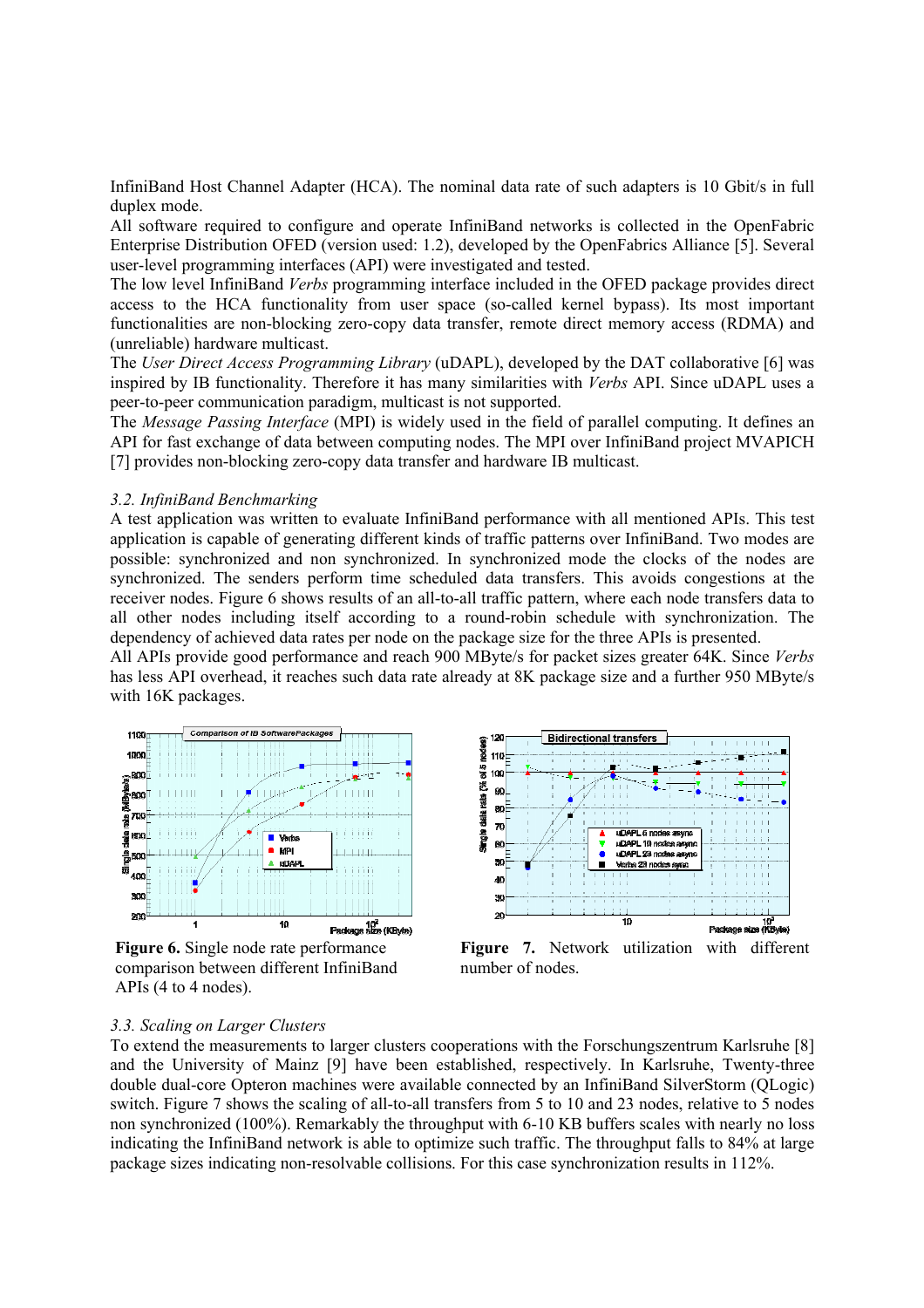InfiniBand Host Channel Adapter (HCA). The nominal data rate of such adapters is 10 Gbit/s in full duplex mode.

All software required to configure and operate InfiniBand networks is collected in the OpenFabric Enterprise Distribution OFED (version used: 1.2), developed by the OpenFabrics Alliance [5]. Several user-level programming interfaces (API) were investigated and tested.

The low level InfiniBand *Verbs* programming interface included in the OFED package provides direct access to the HCA functionality from user space (so-called kernel bypass). Its most important functionalities are non-blocking zero-copy data transfer, remote direct memory access (RDMA) and (unreliable) hardware multicast.

The *User Direct Access Programming Library* (uDAPL), developed by the DAT collaborative [6] was inspired by IB functionality. Therefore it has many similarities with *Verbs* API. Since uDAPL uses a peer-to-peer communication paradigm, multicast is not supported.

The *Message Passing Interface* (MPI) is widely used in the field of parallel computing. It defines an API for fast exchange of data between computing nodes. The MPI over InfiniBand project MVAPICH [7] provides non-blocking zero-copy data transfer and hardware IB multicast.

### 3.2. InfiniBand Benchmarking

A test application was written to evaluate InfiniBand performance with all mentioned APIs. This test application is capable of generating different kinds of traffic patterns over InfiniBand. Two modes are possible: synchronized and non synchronized. In synchronized mode the clocks of the nodes are synchronized. The senders perform time scheduled data transfers. This avoids congestions at the receiver nodes. Figure 6 shows results of an all-to-all traffic pattern, where each node transfers data to all other nodes including itself according to a round-robin schedule with synchronization. The dependency of achieved data rates per node on the package size for the three APIs is presented.

All APIs provide good performance and reach 900 MByte/s for packet sizes greater 64K. Since *Verbs* has less API overhead, it reaches such data rate already at 8K package size and a further 950 MByte/s with 16K packages.

**Figure 6.** Single node rate performance comparison between different InfiniBand APIs (4 to 4 nodes).

**Figure 7.** Network utilization with different number of nodes.

### 3.3. Scaling on Larger Clusters

To extend the measurements to larger clusters cooperations with the Forschungszentrum Karlsruhe [8] and the University of Mainz [9] have been established, respectively. In Karlsruhe, Twenty-three double dual-core Opteron machines were available connected by an InfiniBand SilverStorm (QLogic) switch. Figure 7 shows the scaling of all-to-all transfers from 5 to 10 and 23 nodes, relative to 5 nodes non synchronized (100%). Remarkably the throughput with 6-10 KB buffers scales with nearly no loss indicating the InfiniBand network is able to optimize such traffic. The throughput falls to 84% at large package sizes indicating non-resolvable collisions. For this case synchronization results in 112%.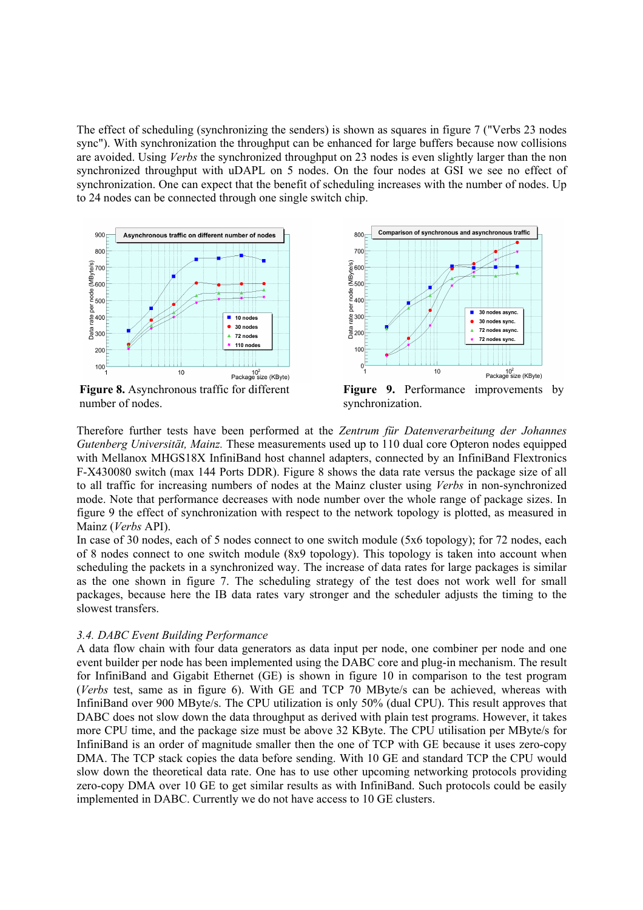The effect of scheduling (synchronizing the senders) is shown as squares in figure 7 ("Verbs 23 nodes sync"). With synchronization the throughput can be enhanced for large buffers because now collisions are avoided. Using *Verbs* the synchronized throughput on 23 nodes is even slightly larger than the non synchronized throughput with uDAPL on 5 nodes. On the four nodes at GSI we see no effect of synchronization. One can expect that the benefit of scheduling increases with the number of nodes. Up to 24 nodes can be connected through one single switch chip.

**Figure 8.** Asynchronous traffic for different number of nodes.

**Figure 9.** Performance improvements by synchronization.

Therefore further tests have been performed at the *Zentrum für Datenverarbeitung der Johannes Gutenberg Universität, Mainz.* These measurements used up to 110 dual core Opteron nodes equipped with Mellanox MHGS18X InfiniBand host channel adapters, connected by an InfiniBand Flextronics F-X430080 switch (max 144 Ports DDR). Figure 8 shows the data rate versus the package size of all to all traffic for increasing numbers of nodes at the Mainz cluster using *Verbs* in non-synchronized mode. Note that performance decreases with node number over the whole range of package sizes. In figure 9 the effect of synchronization with respect to the network topology is plotted, as measured in Mainz (*Verbs* API).

In case of 30 nodes, each of 5 nodes connect to one switch module (5x6 topology); for 72 nodes, each of 8 nodes connect to one switch module (8x9 topology). This topology is taken into account when scheduling the packets in a synchronized way. The increase of data rates for large packages is similar as the one shown in figure 7. The scheduling strategy of the test does not work well for small packages, because here the IB data rates vary stronger and the scheduler adjusts the timing to the slowest transfers.

### *3.4. DABC Event Building Performance*

A data flow chain with four data generators as data input per node, one combiner per node and one event builder per node has been implemented using the DABC core and plug-in mechanism. The result for InfiniBand and Gigabit Ethernet (GE) is shown in figure 10 in comparison to the test program (*Verbs* test, same as in figure 6). With GE and TCP 70 MByte/s can be achieved, whereas with InfiniBand over 900 MByte/s. The CPU utilization is only 50% (dual CPU). This result approves that DABC does not slow down the data throughput as derived with plain test programs. However, it takes more CPU time, and the package size must be above 32 KByte. The CPU utilisation per MByte/s for InfiniBand is an order of magnitude smaller then the one of TCP with GE because it uses zero-copy DMA. The TCP stack copies the data before sending. With 10 GE and standard TCP the CPU would slow down the theoretical data rate. One has to use other upcoming networking protocols providing zero-copy DMA over 10 GE to get similar results as with InfiniBand. Such protocols could be easily implemented in DABC. Currently we do not have access to 10 GE clusters.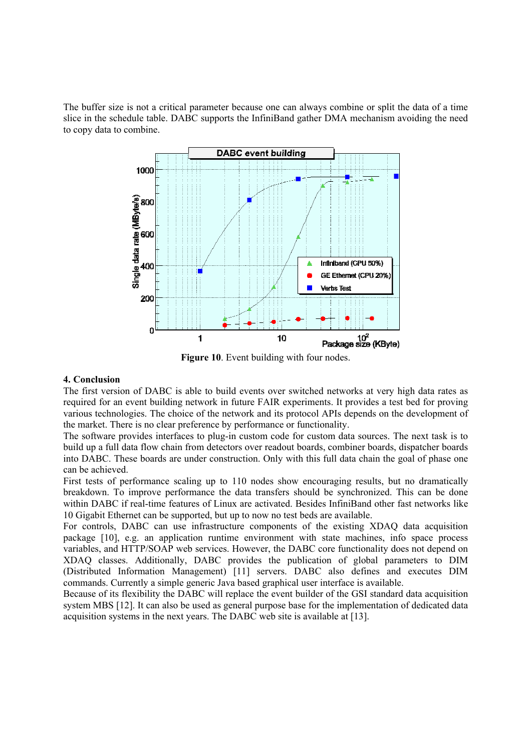The buffer size is not a critical parameter because one can always combine or split the data of a time slice in the schedule table. DABC supports the InfiniBand gather DMA mechanism avoiding the need to copy data to combine.

**Figure 10**. Event building with four nodes.

## 4. Conclusion

The first version of DABC is able to build events over switched networks at very high data rates as required for an event building network in future FAIR experiments. It provides a test bed for proving various technologies. The choice of the network and its protocol APIs depends on the development of the market. There is no clear preference by performance or functionality.

The software provides interfaces to plug-in custom code for custom data sources. The next task is to build up a full data flow chain from detectors over readout boards, combiner boards, dispatcher boards into DABC. These boards are under construction. Only with this full data chain the goal of phase one can be achieved.

First tests of performance scaling up to 110 nodes show encouraging results, but no dramatically breakdown. To improve performance the data transfers should be synchronized. This can be done within DABC if real-time features of Linux are activated. Besides InfiniBand other fast networks like 10 Gigabit Ethernet can be supported, but up to now no test beds are available.

For controls, DABC can use infrastructure components of the existing XDAQ data acquisition package [10], e.g. an application runtime environment with state machines, info space process variables, and HTTP/SOAP web services. However, the DABC core functionality does not depend on XDAQ classes. Additionally, DABC provides the publication of global parameters to DIM (Distributed Information Management) [11] servers. DABC also defines and executes DIM commands. Currently a simple generic Java based graphical user interface is available.

Because of its flexibility the DABC will replace the event builder of the GSI standard data acquisition system MBS [12]. It can also be used as general purpose base for the implementation of dedicated data acquisition systems in the next years. The DABC web site is available at [13].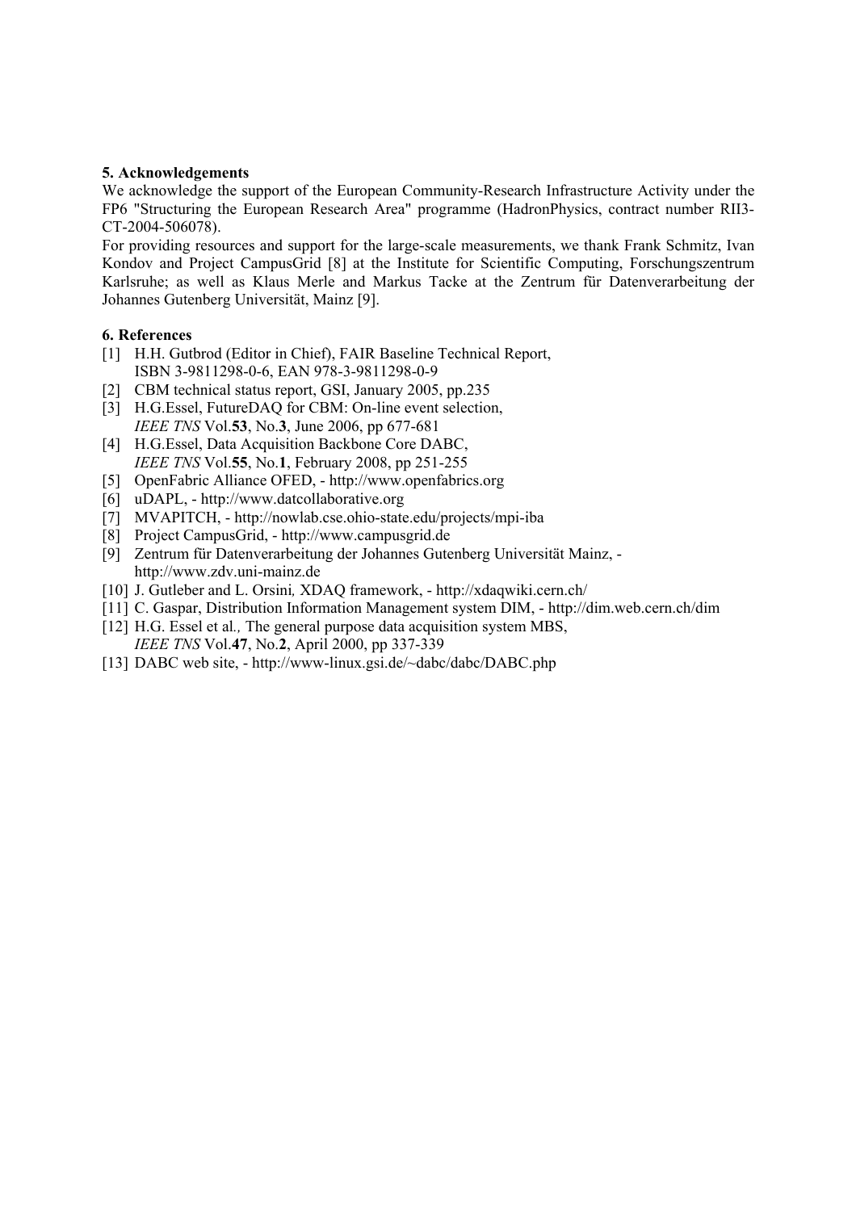## 5. Acknowledgements

We acknowledge the support of the European Community-Research Infrastructure Activity under the FP6 "Structuring the European Research Area" programme (HadronPhysics, contract number RII3-CT-2004-506078).

For providing resources and support for the large-scale measurements, we thank Frank Schmitz, Ivan Kondov and Project CampusGrid [8] at the Institute for Scientific Computing, Forschungszentrum Karlsruhe; as well as Klaus Merle and Markus Tacke at the Zentrum für Datenverarbeitung der Johannes Gutenberg Universität, Mainz [9].

## 6. References

[1] H.H. Gutbrod (Editor in Chief), FAIR Baseline Technical Report, ISBN 3-9811298-0-6, EAN 978-3-9811298-0-9

[2] CBM technical status report, GSI, January 2005, pp.235

[3] H.G.Essel, FutureDAQ for CBM: On-line event selection, *IEEE TNS* Vol.**53**, No.**3**, June 2006, pp 677-681

[4] H.G.Essel, Data Acquisition Backbone Core DABC, *IEEE TNS* Vol.**55**, No.**1**, February 2008, pp 251-255

[5] OpenFabric Alliance OFED, - http://www.openfabrics.org

[6] uDAPL, - http://www.datcollaborative.org

[7] MVAPITCH, - http://nowlab.cse.ohio-state.edu/projects/mpi-iba

[8] Project CampusGrid, - http://www.campusgrid.de

[9] Zentrum für Datenverarbeitung der Johannes Gutenberg Universität Mainz, - http://www.zdv.uni-mainz.de

[10] J. Gutleber and L. Orsini*,* XDAQ framework, - http://xdaqwiki.cern.ch/

[11] C. Gaspar, Distribution Information Management system DIM, - http://dim.web.cern.ch/dim

[12] H.G. Essel et al*.,* The general purpose data acquisition system MBS, *IEEE TNS* Vol.**47**, No.**2**, April 2000, pp 337-339

[13] DABC web site, - http://www-linux.gsi.de/~dabc/dabc/DABC.php